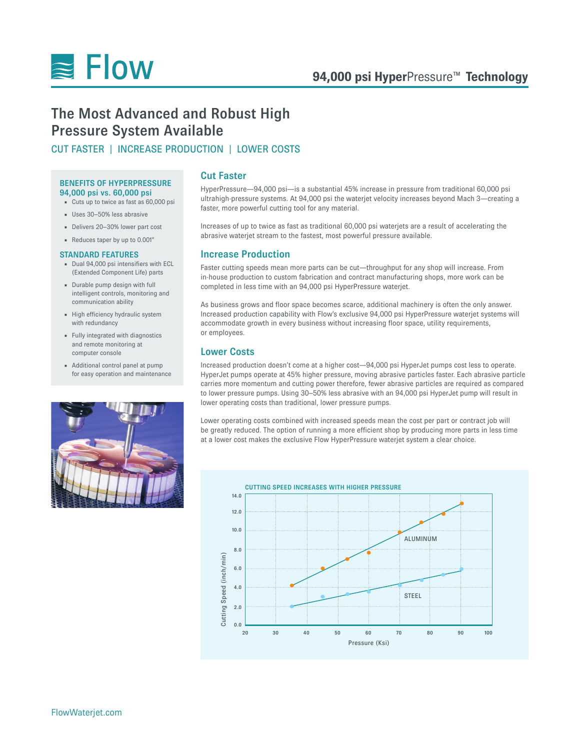# Flow

## 94,000 psi HyperPressure™ Technology

# The Most Advanced and Robust High Pressure System Available

CUT FASTER | INCREASE PRODUCTION | LOWER COSTS

### BENEFITS OF HYPERPRESSURE 94,000 psi vs. 60,000 psi

- Cuts up to twice as fast as 60,000 psi
- Uses 30–50% less abrasive
- Delivers 20–30% lower part cost
- Reduces taper by up to 0.001"

### STANDARD FEATURES

- Dual 94,000 psi intensifiers with ECL (Extended Component Life) parts
- Durable pump design with full intelligent controls, monitoring and communication ability
- High efficiency hydraulic system with redundancy
- Fully integrated with diagnostics and remote monitoring at computer console
- Additional control panel at pump for easy operation and maintenance

## Cut Faster

HyperPressure—94,000 psi—is a substantial 45% increase in pressure from traditional 60,000 psi ultrahigh-pressure systems. At 94,000 psi the waterjet velocity increases beyond Mach 3—creating a faster, more powerful cutting tool for any material.

Increases of up to twice as fast as traditional 60,000 psi waterjets are a result of accelerating the abrasive waterjet stream to the fastest, most powerful pressure available.

## Increase Production

Faster cutting speeds mean more parts can be cut—throughput for any shop will increase. From in-house production to custom fabrication and contract manufacturing shops, more work can be completed in less time with an 94,000 psi HyperPressure waterjet.

As business grows and floor space becomes scarce, additional machinery is often the only answer. Increased production capability with Flow's exclusive 94,000 psi HyperPressure waterjet systems will accommodate growth in every business without increasing floor space, utility requirements, or employees.

## Lower Costs

Increased production doesn't come at a higher cost—94,000 psi HyperJet pumps cost less to operate. HyperJet pumps operate at 45% higher pressure, moving abrasive particles faster. Each abrasive particle carries more momentum and cutting power therefore, fewer abrasive particles are required as compared to lower pressure pumps. Using 30–50% less abrasive with an 94,000 psi HyperJet pump will result in lower operating costs than traditional, lower pressure pumps.

Lower operating costs combined with increased speeds mean the cost per part or contract job will be greatly reduced. The option of running a more efficient shop by producing more parts in less time at a lower cost makes the exclusive Flow HyperPressure waterjet system a clear choice.

CUTTING SPEED INCREASES WITH HIGHER PRESSURE

(Chart: Cutting Speed (inch/min) vs. Pressure (Ksi); series: ALUMINUM, STEEL)

FlowWaterjet.com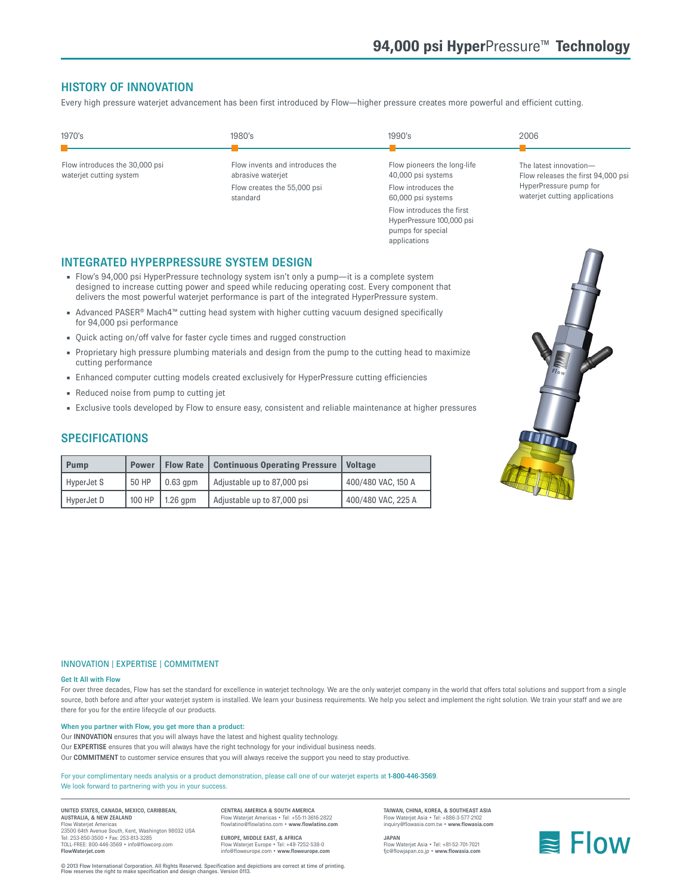# 94,000 psi HyperPressure™ Technology

## HISTORY OF INNOVATION

Every high pressure waterjet advancement has been first introduced by Flow—higher pressure creates more powerful and efficient cutting.

**1970's**

Flow introduces the 30,000 psi waterjet cutting system

**1980's**

Flow invents and introduces the abrasive waterjet

Flow creates the 55,000 psi standard

**1990's**

Flow pioneers the long-life 40,000 psi systems

Flow introduces the 60,000 psi systems

Flow introduces the first HyperPressure 100,000 psi pumps for special applications

**2006**

The latest innovation—Flow releases the first 94,000 psi HyperPressure pump for waterjet cutting applications

## INTEGRATED HYPERPRESSURE SYSTEM DESIGN

- Flow's 94,000 psi HyperPressure technology system isn't only a pump—it is a complete system designed to increase cutting power and speed while reducing operating cost. Every component that delivers the most powerful waterjet performance is part of the integrated HyperPressure system.
- Advanced PASER® Mach4™ cutting head system with higher cutting vacuum designed specifically for 94,000 psi performance
- Quick acting on/off valve for faster cycle times and rugged construction
- Proprietary high pressure plumbing materials and design from the pump to the cutting head to maximize cutting performance
- Enhanced computer cutting models created exclusively for HyperPressure cutting efficiencies
- Reduced noise from pump to cutting jet
- Exclusive tools developed by Flow to ensure easy, consistent and reliable maintenance at higher pressures

## SPECIFICATIONS

| Pump | Power | Flow Rate | Continuous Operating Pressure | Voltage |
|---|---|---|---|---|
| HyperJet S | 50 HP | 0.63 gpm | Adjustable up to 87,000 psi | 400/480 VAC, 150 A |
| HyperJet D | 100 HP | 1.26 gpm | Adjustable up to 87,000 psi | 400/480 VAC, 225 A |

INNOVATION | EXPERTISE | COMMITMENT

**Get It All with Flow**

For over three decades, Flow has set the standard for excellence in waterjet technology. We are the only waterjet company in the world that offers total solutions and support from a single source, both before and after your waterjet system is installed. We learn your business requirements. We help you select and implement the right solution. We train your staff and we are there for you for the entire lifecycle of our products.

**When you partner with Flow, you get more than a product:**

Our **INNOVATION** ensures that you will always have the latest and highest quality technology.
Our **EXPERTISE** ensures that you will always have the right technology for your individual business needs.
Our **COMMITMENT** to customer service ensures that you will always receive the support you need to stay productive.

For your complimentary needs analysis or a product demonstration, please call one of our waterjet experts at **1-800-446-3569**.
We look forward to partnering with you in your success.

**UNITED STATES, CANADA, MEXICO, CARIBBEAN, AUSTRALIA, & NEW ZEALAND**
Flow Waterjet Americas
23500 64th Avenue South, Kent, Washington 98032 USA
Tel: 253-850-3500 • Fax: 253-813-3285
TOLL-FREE: 800-446-3569 • info@flowcorp.com
**FlowWaterjet.com**

**CENTRAL AMERICA & SOUTH AMERICA**
Flow Waterjet Americas • Tel: +55-11-3616-2822
flowlatino@flowlatino.com • **www.flowlatino.com**

**EUROPE, MIDDLE EAST, & AFRICA**
Flow Waterjet Europe • Tel: +49-7252-538-0
info@floweurope.com • **www.floweurope.com**

**TAIWAN, CHINA, KOREA, & SOUTHEAST ASIA**
Flow Waterjet Asia • Tel: +886-3-577-2102
inquiry@flowasia.com.tw • **www.flowasia.com**

**JAPAN**
Flow Waterjet Asia • Tel: +81-52-701-7021
fjc@flowjapan.co.jp • **www.flowasia.com**

Flow

© 2013 Flow International Corporation. All Rights Reserved. Specification and depictions are correct at time of printing.
Flow reserves the right to make specification and design changes. Version 0113.